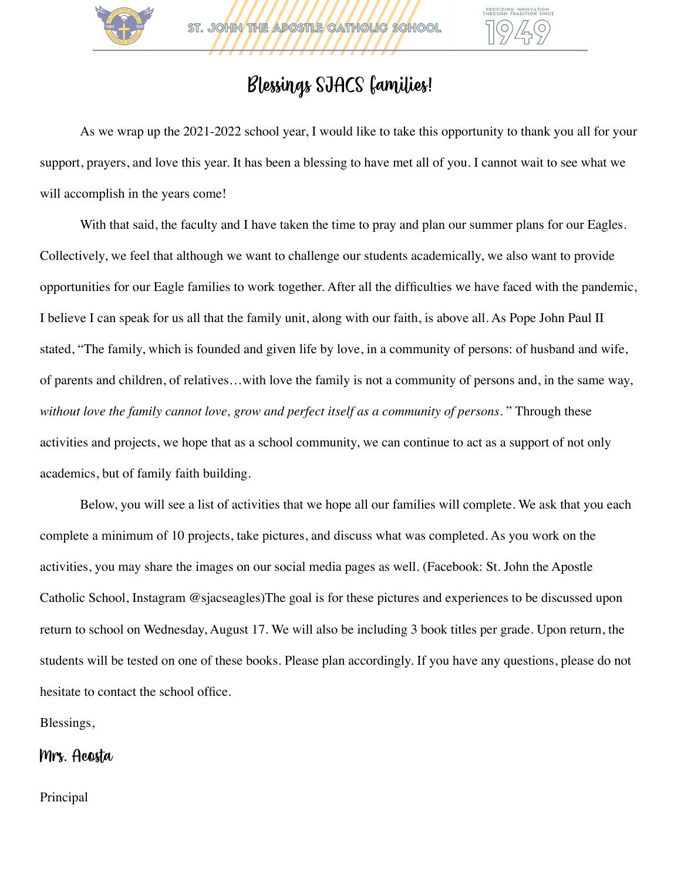# Blessings SJACS families!

As we wrap up the 2021-2022 school year, I would like to take this opportunity to thank you all for your support, prayers, and love this year. It has been a blessing to have met all of you. I cannot wait to see what we will accomplish in the years come!

With that said, the faculty and I have taken the time to pray and plan our summer plans for our Eagles. Collectively, we feel that although we want to challenge our students academically, we also want to provide opportunities for our Eagle families to work together. After all the difficulties we have faced with the pandemic, I believe I can speak for us all that the family unit, along with our faith, is above all. As Pope John Paul II stated, "The family, which is founded and given life by love, in a community of persons: of husband and wife, of parents and children, of relatives…with love the family is not a community of persons and, in the same way, *without love the family cannot love, grow and perfect itself as a community of persons.*" Through these activities and projects, we hope that as a school community, we can continue to act as a support of not only academics, but of family faith building.

Below, you will see a list of activities that we hope all our families will complete. We ask that you each complete a minimum of 10 projects, take pictures, and discuss what was completed. As you work on the activities, you may share the images on our social media pages as well. (Facebook: St. John the Apostle Catholic School, Instagram @sjacseagles)The goal is for these pictures and experiences to be discussed upon return to school on Wednesday, August 17. We will also be including 3 book titles per grade. Upon return, the students will be tested on one of these books. Please plan accordingly. If you have any questions, please do not hesitate to contact the school office.

Blessings,

Mrs. Acosta

Principal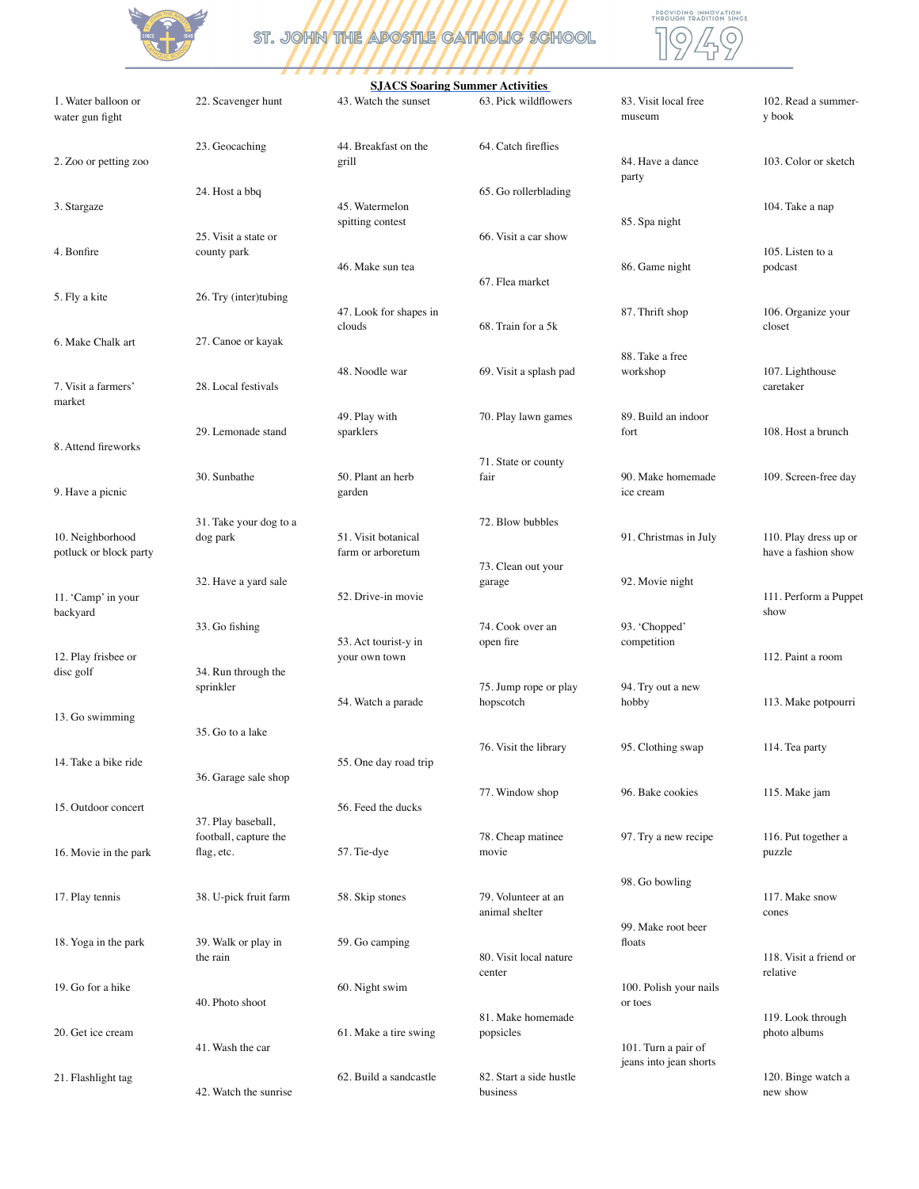ST. JOHN THE APOSTLE CATHOLIC SCHOOL

PROVIDING INNOVATION THROUGH TRADITION SINCE 1949

## SJACS Soaring Summer Activities

1. Water balloon or water gun fight
2. Zoo or petting zoo
3. Stargaze
4. Bonfire
5. Fly a kite
6. Make Chalk art
7. Visit a farmers' market
8. Attend fireworks
9. Have a picnic
10. Neighborhood potluck or block party
11. 'Camp' in your backyard
12. Play frisbee or disc golf
13. Go swimming
14. Take a bike ride
15. Outdoor concert
16. Movie in the park
17. Play tennis
18. Yoga in the park
19. Go for a hike
20. Get ice cream
21. Flashlight tag
22. Scavenger hunt
23. Geocaching
24. Host a bbq
25. Visit a state or county park
26. Try (inter)tubing
27. Canoe or kayak
28. Local festivals
29. Lemonade stand
30. Sunbathe
31. Take your dog to a dog park
32. Have a yard sale
33. Go fishing
34. Run through the sprinkler
35. Go to a lake
36. Garage sale shop
37. Play baseball, football, capture the flag, etc.
38. U-pick fruit farm
39. Walk or play in the rain
40. Photo shoot
41. Wash the car
42. Watch the sunrise
43. Watch the sunset
44. Breakfast on the grill
45. Watermelon spitting contest
46. Make sun tea
47. Look for shapes in clouds
48. Noodle war
49. Play with sparklers
50. Plant an herb garden
51. Visit botanical farm or arboretum
52. Drive-in movie
53. Act tourist-y in your own town
54. Watch a parade
55. One day road trip
56. Feed the ducks
57. Tie-dye
58. Skip stones
59. Go camping
60. Night swim
61. Make a tire swing
62. Build a sandcastle
63. Pick wildflowers
64. Catch fireflies
65. Go rollerblading
66. Visit a car show
67. Flea market
68. Train for a 5k
69. Visit a splash pad
70. Play lawn games
71. State or county fair
72. Blow bubbles
73. Clean out your garage
74. Cook over an open fire
75. Jump rope or play hopscotch
76. Visit the library
77. Window shop
78. Cheap matinee movie
79. Volunteer at an animal shelter
80. Visit local nature center
81. Make homemade popsicles
82. Start a side hustle business
83. Visit local free museum
84. Have a dance party
85. Spa night
86. Game night
87. Thrift shop
88. Take a free workshop
89. Build an indoor fort
90. Make homemade ice cream
91. Christmas in July
92. Movie night
93. 'Chopped' competition
94. Try out a new hobby
95. Clothing swap
96. Bake cookies
97. Try a new recipe
98. Go bowling
99. Make root beer floats
100. Polish your nails or toes
101. Turn a pair of jeans into jean shorts
102. Read a summer-y book
103. Color or sketch
104. Take a nap
105. Listen to a podcast
106. Organize your closet
107. Lighthouse caretaker
108. Host a brunch
109. Screen-free day
110. Play dress up or have a fashion show
111. Perform a Puppet show
112. Paint a room
113. Make potpourri
114. Tea party
115. Make jam
116. Put together a puzzle
117. Make snow cones
118. Visit a friend or relative
119. Look through photo albums
120. Binge watch a new show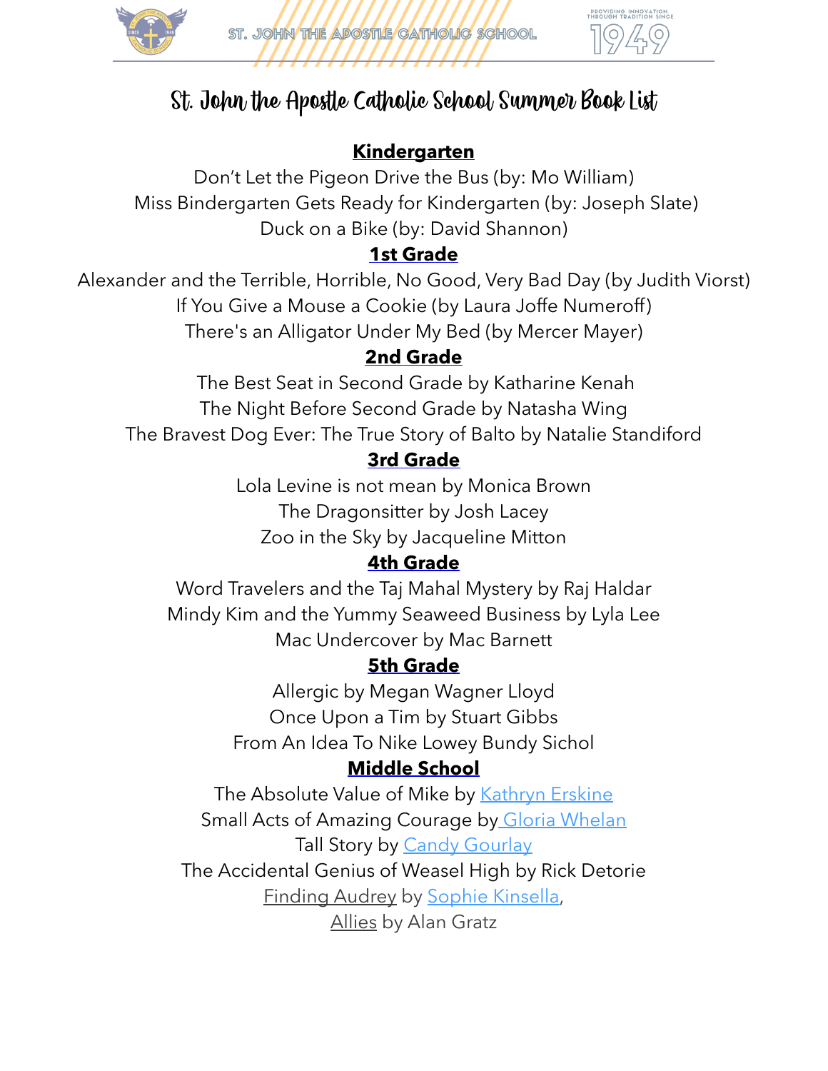# St. John the Apostle Catholic School Summer Book List

## Kindergarten

Don't Let the Pigeon Drive the Bus (by: Mo William)
Miss Bindergarten Gets Ready for Kindergarten (by: Joseph Slate)
Duck on a Bike (by: David Shannon)

## 1st Grade

Alexander and the Terrible, Horrible, No Good, Very Bad Day (by Judith Viorst)
If You Give a Mouse a Cookie (by Laura Joffe Numeroff)
There's an Alligator Under My Bed (by Mercer Mayer)

## 2nd Grade

The Best Seat in Second Grade by Katharine Kenah
The Night Before Second Grade by Natasha Wing
The Bravest Dog Ever: The True Story of Balto by Natalie Standiford

## 3rd Grade

Lola Levine is not mean by Monica Brown
The Dragonsitter by Josh Lacey
Zoo in the Sky by Jacqueline Mitton

## 4th Grade

Word Travelers and the Taj Mahal Mystery by Raj Haldar
Mindy Kim and the Yummy Seaweed Business by Lyla Lee
Mac Undercover by Mac Barnett

## 5th Grade

Allergic by Megan Wagner Lloyd
Once Upon a Tim by Stuart Gibbs
From An Idea To Nike Lowey Bundy Sichol

## Middle School

The Absolute Value of Mike by Kathryn Erskine
Small Acts of Amazing Courage by Gloria Whelan
Tall Story by Candy Gourlay
The Accidental Genius of Weasel High by Rick Detorie
Finding Audrey by Sophie Kinsella,
Allies by Alan Gratz